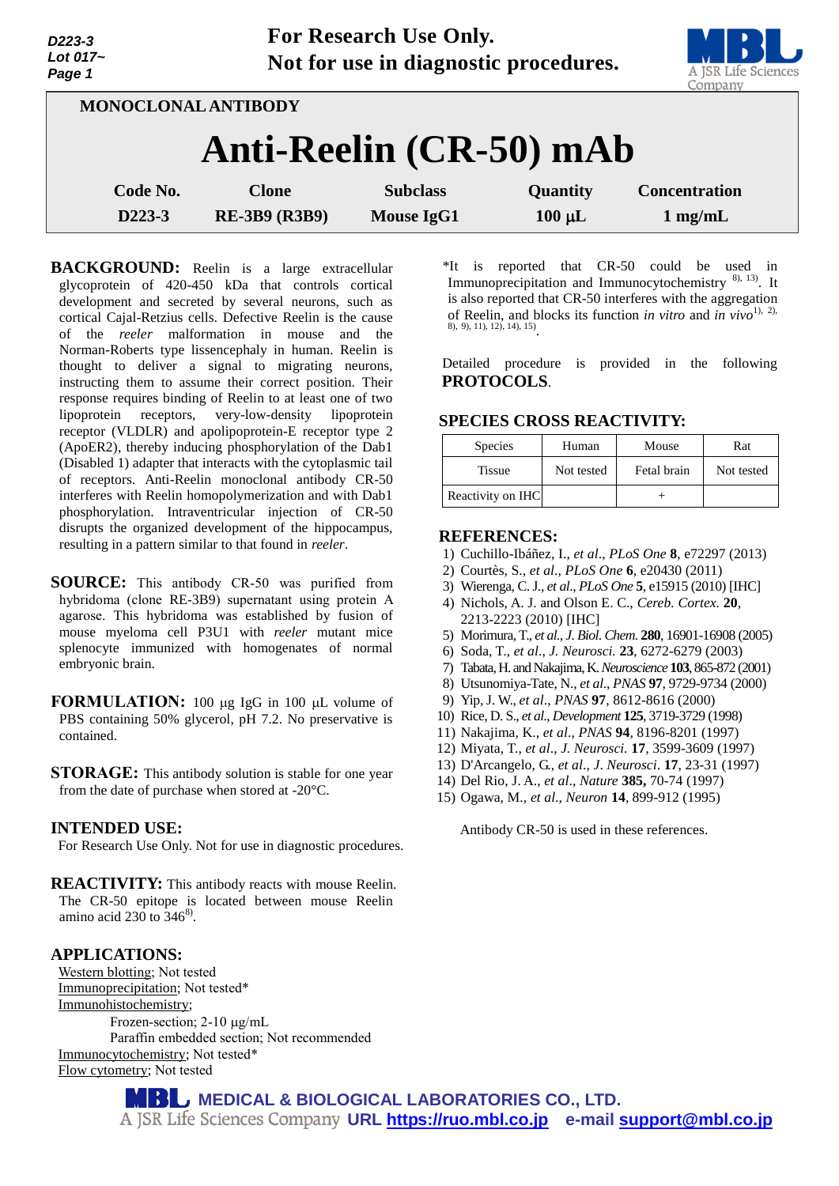For Research Use Only.
Not for use in diagnostic procedures.

MONOCLONAL ANTIBODY

# Anti-Reelin (CR-50) mAb

| Code No. | Clone | Subclass | Quantity | Concentration |
|---|---|---|---|---|
| D223-3 | RE-3B9 (R3B9) | Mouse IgG1 | 100 µL | 1 mg/mL |

**BACKGROUND:** Reelin is a large extracellular glycoprotein of 420-450 kDa that controls cortical development and secreted by several neurons, such as cortical Cajal-Retzius cells. Defective Reelin is the cause of the *reeler* malformation in mouse and the Norman-Roberts type lissencephaly in human. Reelin is thought to deliver a signal to migrating neurons, instructing them to assume their correct position. Their response requires binding of Reelin to at least one of two lipoprotein receptors, very-low-density lipoprotein receptor (VLDLR) and apolipoprotein-E receptor type 2 (ApoER2), thereby inducing phosphorylation of the Dab1 (Disabled 1) adapter that interacts with the cytoplasmic tail of receptors. Anti-Reelin monoclonal antibody CR-50 interferes with Reelin homopolymerization and with Dab1 phosphorylation. Intraventricular injection of CR-50 disrupts the organized development of the hippocampus, resulting in a pattern similar to that found in *reeler*.

**SOURCE:** This antibody CR-50 was purified from hybridoma (clone RE-3B9) supernatant using protein A agarose. This hybridoma was established by fusion of mouse myeloma cell P3U1 with *reeler* mutant mice splenocyte immunized with homogenates of normal embryonic brain.

**FORMULATION:** 100 µg IgG in 100 µL volume of PBS containing 50% glycerol, pH 7.2. No preservative is contained.

**STORAGE:** This antibody solution is stable for one year from the date of purchase when stored at -20°C.

**INTENDED USE:**
For Research Use Only. Not for use in diagnostic procedures.

**REACTIVITY:** This antibody reacts with mouse Reelin. The CR-50 epitope is located between mouse Reelin amino acid 230 to 346[8].

**APPLICATIONS:**

Western blotting; Not tested
Immunoprecipitation; Not tested*
Immunohistochemistry;
  Frozen-section; 2-10 µg/mL
  Paraffin embedded section; Not recommended
Immunocytochemistry; Not tested*
Flow cytometry; Not tested

*It is reported that CR-50 could be used in Immunoprecipitation and Immunocytochemistry [8), 13)]. It is also reported that CR-50 interferes with the aggregation of Reelin, and blocks its function *in vitro* and *in vivo*[1), 2), 8), 9), 11), 12), 14), 15)].

Detailed procedure is provided in the following **PROTOCOLS**.

**SPECIES CROSS REACTIVITY:**

| Species | Human | Mouse | Rat |
|---|---|---|---|
| Tissue | Not tested | Fetal brain | Not tested |
| Reactivity on IHC | | + | |

**REFERENCES:**

1) Cuchillo-Ibáñez, I., *et al*., *PLoS One* **8**, e72297 (2013)
2) Courtès, S., *et al*., *PLoS One* **6**, e20430 (2011)
3) Wierenga, C. J., *et al*., *PLoS One* **5**, e15915 (2010) [IHC]
4) Nichols, A. J. and Olson E. C., *Cereb. Cortex*. **20**, 2213-2223 (2010) [IHC]
5) Morimura, T., *et al*., *J. Biol. Chem.* **280**, 16901-16908 (2005)
6) Soda, T., *et al*., *J. Neurosci.* **23**, 6272-6279 (2003)
7) Tabata, H. and Nakajima, K. *Neuroscience* **103**, 865-872 (2001)
8) Utsunomiya-Tate, N., *et al*., *PNAS* **97**, 9729-9734 (2000)
9) Yip, J. W., *et al*., *PNAS* **97**, 8612-8616 (2000)
10) Rice, D. S., *et al*., *Development* **125**, 3719-3729 (1998)
11) Nakajima, K., *et al*., *PNAS* **94**, 8196-8201 (1997)
12) Miyata, T., *et al*., *J. Neurosci.* **17**, 3599-3609 (1997)
13) D'Arcangelo, G., *et al*., *J. Neurosci*. **17**, 23-31 (1997)
14) Del Rio, J. A., *et al*., *Nature* **385**, 70-74 (1997)
15) Ogawa, M., *et al*., *Neuron* **14**, 899-912 (1995)

Antibody CR-50 is used in these references.

MEDICAL & BIOLOGICAL LABORATORIES CO., LTD.
A JSR Life Sciences Company URL https://ruo.mbl.co.jp e-mail support@mbl.co.jp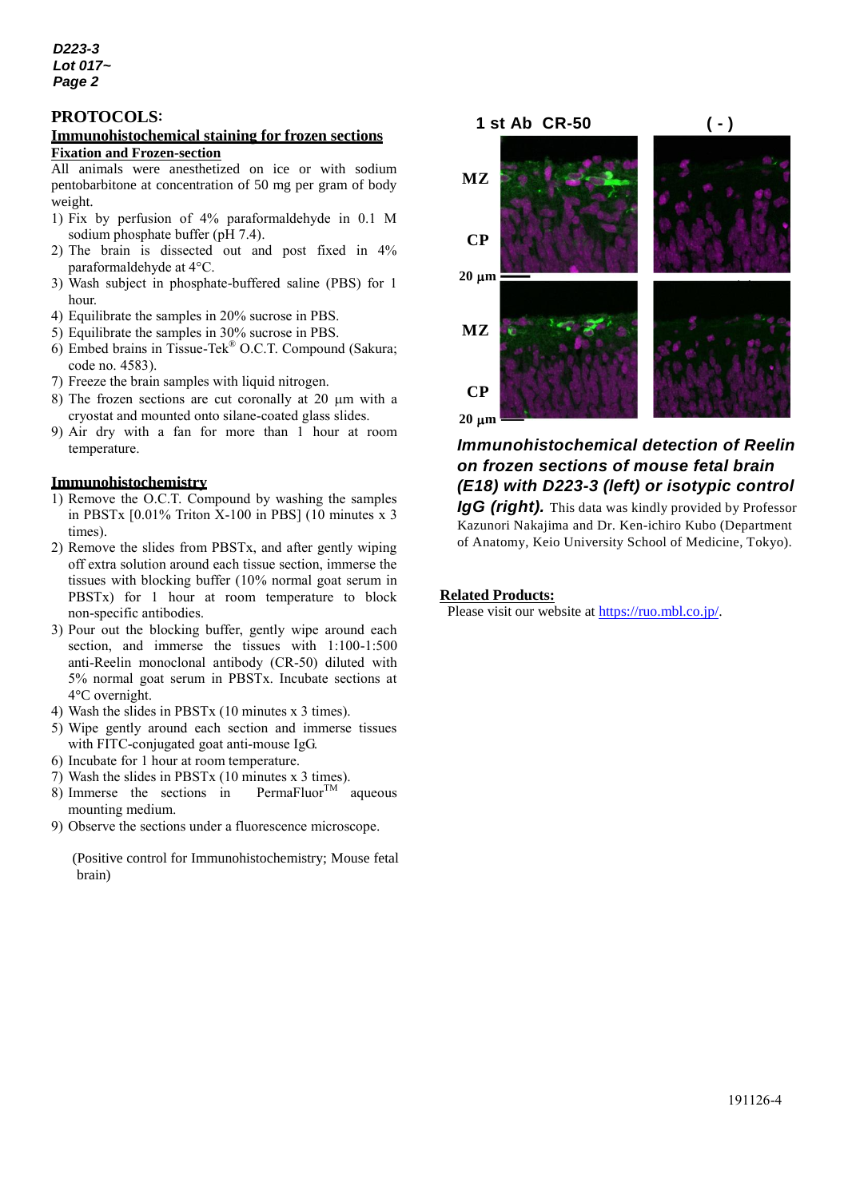## PROTOCOLS:

### Immunohistochemical staining for frozen sections

#### Fixation and Frozen-section

All animals were anesthetized on ice or with sodium pentobarbitone at concentration of 50 mg per gram of body weight.

1) Fix by perfusion of 4% paraformaldehyde in 0.1 M sodium phosphate buffer (pH 7.4).
2) The brain is dissected out and post fixed in 4% paraformaldehyde at 4°C.
3) Wash subject in phosphate-buffered saline (PBS) for 1 hour.
4) Equilibrate the samples in 20% sucrose in PBS.
5) Equilibrate the samples in 30% sucrose in PBS.
6) Embed brains in Tissue-Tek® O.C.T. Compound (Sakura; code no. 4583).
7) Freeze the brain samples with liquid nitrogen.
8) The frozen sections are cut coronally at 20 µm with a cryostat and mounted onto silane-coated glass slides.
9) Air dry with a fan for more than 1 hour at room temperature.

#### Immunohistochemistry

1) Remove the O.C.T. Compound by washing the samples in PBSTx [0.01% Triton X-100 in PBS] (10 minutes x 3 times).
2) Remove the slides from PBSTx, and after gently wiping off extra solution around each tissue section, immerse the tissues with blocking buffer (10% normal goat serum in PBSTx) for 1 hour at room temperature to block non-specific antibodies.
3) Pour out the blocking buffer, gently wipe around each section, and immerse the tissues with 1:100-1:500 anti-Reelin monoclonal antibody (CR-50) diluted with 5% normal goat serum in PBSTx. Incubate sections at 4°C overnight.
4) Wash the slides in PBSTx (10 minutes x 3 times).
5) Wipe gently around each section and immerse tissues with FITC-conjugated goat anti-mouse IgG.
6) Incubate for 1 hour at room temperature.
7) Wash the slides in PBSTx (10 minutes x 3 times).
8) Immerse the sections in PermaFluor™ aqueous mounting medium.
9) Observe the sections under a fluorescence microscope.

(Positive control for Immunohistochemistry; Mouse fetal brain)

1 st Ab CR-50

( - )

MZ

CP

20 µm

MZ

CP

20 µm

***Immunohistochemical detection of Reelin on frozen sections of mouse fetal brain (E18) with D223-3 (left) or isotypic control IgG (right).*** This data was kindly provided by Professor Kazunori Nakajima and Dr. Ken-ichiro Kubo (Department of Anatomy, Keio University School of Medicine, Tokyo).

#### Related Products:

Please visit our website at https://ruo.mbl.co.jp/.